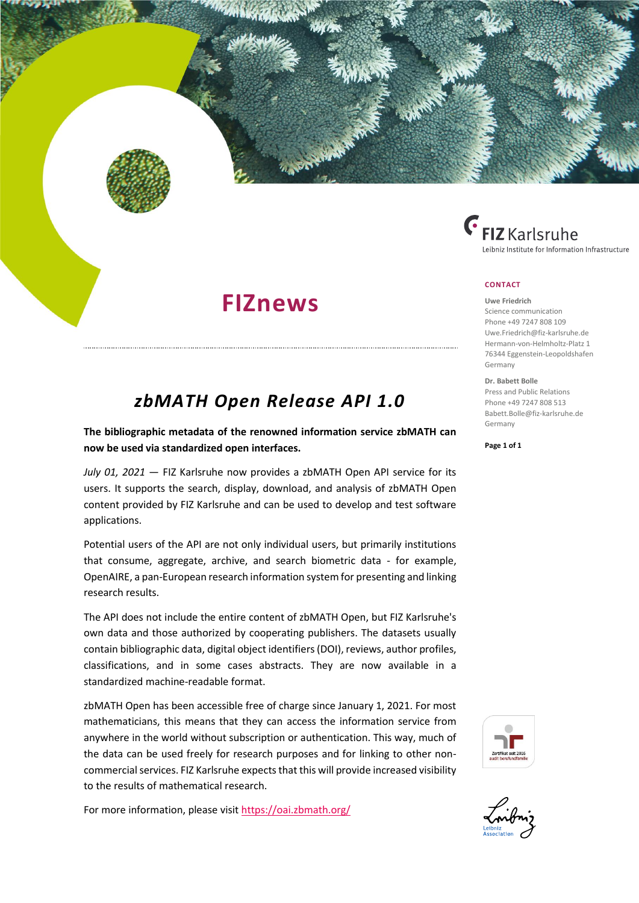FIZ Karlsruhe
Leibniz Institute for Information Infrastructure

# FIZnews

**CONTACT**

**Uwe Friedrich**
Science communication
Phone +49 7247 808 109
Uwe.Friedrich@fiz-karlsruhe.de
Hermann-von-Helmholtz-Platz 1
76344 Eggenstein-Leopoldshafen
Germany

**Dr. Babett Bolle**
Press and Public Relations
Phone +49 7247 808 513
Babett.Bolle@fiz-karlsruhe.de
Germany

## *zbMATH Open Release API 1.0*

**The bibliographic metadata of the renowned information service zbMATH can now be used via standardized open interfaces.**

*July 01, 2021* — FIZ Karlsruhe now provides a zbMATH Open API service for its users. It supports the search, display, download, and analysis of zbMATH Open content provided by FIZ Karlsruhe and can be used to develop and test software applications.

Potential users of the API are not only individual users, but primarily institutions that consume, aggregate, archive, and search biometric data - for example, OpenAIRE, a pan-European research information system for presenting and linking research results.

The API does not include the entire content of zbMATH Open, but FIZ Karlsruhe's own data and those authorized by cooperating publishers. The datasets usually contain bibliographic data, digital object identifiers (DOI), reviews, author profiles, classifications, and in some cases abstracts. They are now available in a standardized machine-readable format.

zbMATH Open has been accessible free of charge since January 1, 2021. For most mathematicians, this means that they can access the information service from anywhere in the world without subscription or authentication. This way, much of the data can be used freely for research purposes and for linking to other non-commercial services. FIZ Karlsruhe expects that this will provide increased visibility to the results of mathematical research.

For more information, please visit https://oai.zbmath.org/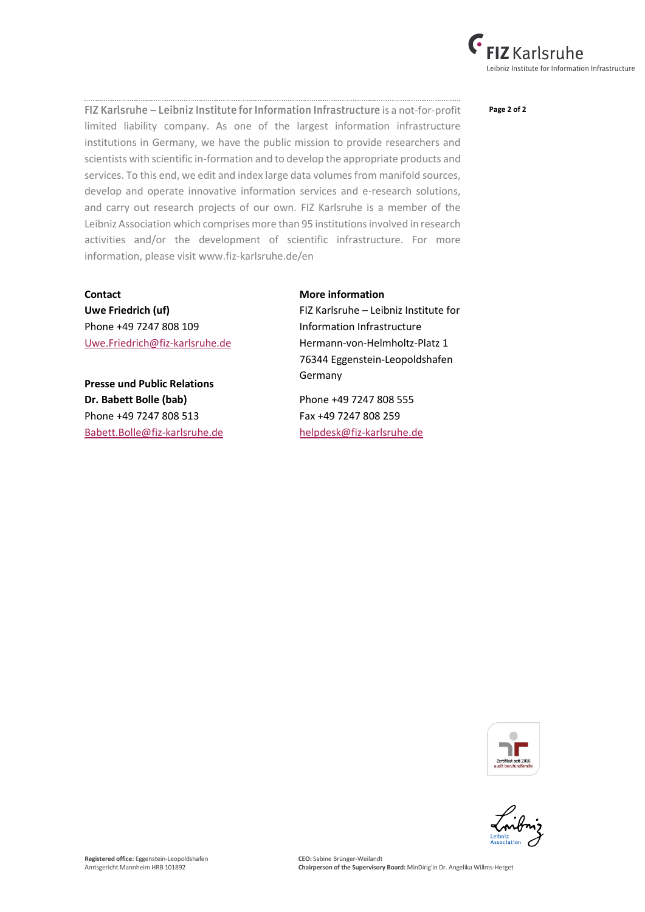**FIZ Karlsruhe – Leibniz Institute for Information Infrastructure** is a not-for-profit limited liability company. As one of the largest information infrastructure institutions in Germany, we have the public mission to provide researchers and scientists with scientific in-formation and to develop the appropriate products and services. To this end, we edit and index large data volumes from manifold sources, develop and operate innovative information services and e-research solutions, and carry out research projects of our own. FIZ Karlsruhe is a member of the Leibniz Association which comprises more than 95 institutions involved in research activities and/or the development of scientific infrastructure. For more information, please visit www.fiz-karlsruhe.de/en

**Contact**
**Uwe Friedrich (uf)**
Phone +49 7247 808 109
Uwe.Friedrich@fiz-karlsruhe.de

**Presse und Public Relations**
**Dr. Babett Bolle (bab)**
Phone +49 7247 808 513
Babett.Bolle@fiz-karlsruhe.de

**More information**
FIZ Karlsruhe – Leibniz Institute for Information Infrastructure
Hermann-von-Helmholtz-Platz 1
76344 Eggenstein-Leopoldshafen
Germany

Phone +49 7247 808 555
Fax +49 7247 808 259
helpdesk@fiz-karlsruhe.de

Zertifikat seit 2016
audit berufundfamilie

Leibniz Association

**Registered office:** Eggenstein-Leopoldshafen
Amtsgericht Mannheim HRB 101892

**CEO:** Sabine Brünger-Weilandt
**Chairperson of the Supervisory Board:** MinDirig'in Dr. Angelika Willms-Herget